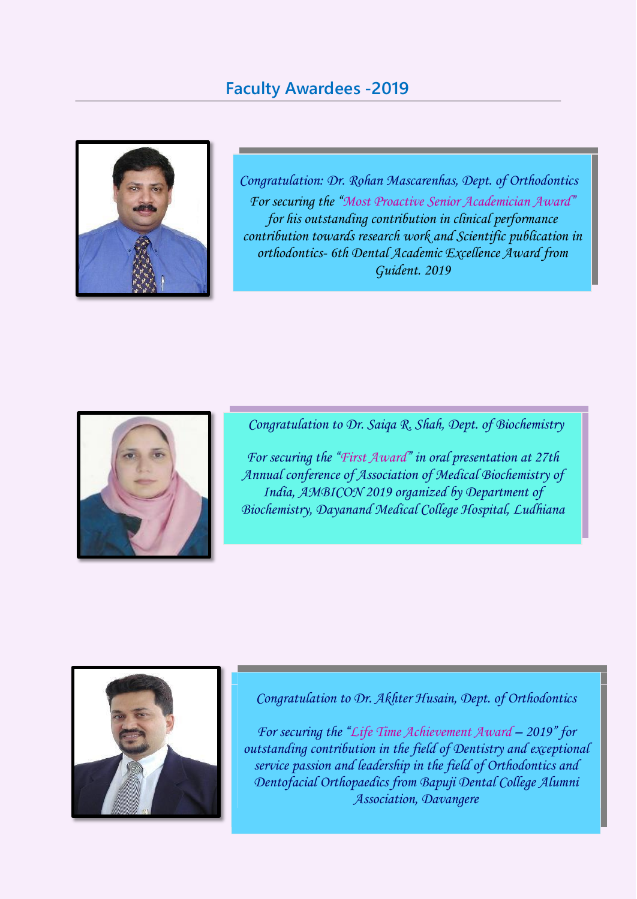## Faculty Awardees -2019

*Congratulation: Dr. Rohan Mascarenhas, Dept. of Orthodontics*

*For securing the "Most Proactive Senior Academician Award" for his outstanding contribution in clinical performance contribution towards research work and Scientific publication in orthodontics- 6th Dental Academic Excellence Award from Guident. 2019*

*Congratulation to Dr. Saiqa R. Shah, Dept. of Biochemistry*

*For securing the "First Award" in oral presentation at 27th Annual conference of Association of Medical Biochemistry of India, AMBICON 2019 organized by Department of Biochemistry, Dayanand Medical College Hospital, Ludhiana*

*Congratulation to Dr. Akhter Husain, Dept. of Orthodontics*

*For securing the "Life Time Achievement Award – 2019" for outstanding contribution in the field of Dentistry and exceptional service passion and leadership in the field of Orthodontics and Dentofacial Orthopaedics from Bapuji Dental College Alumni Association, Davangere*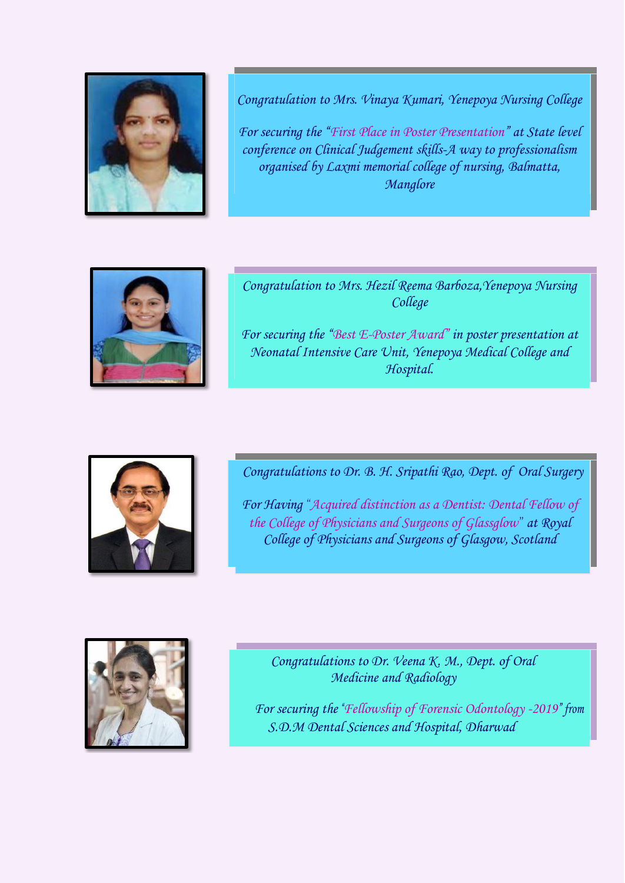*Congratulation to Mrs. Vinaya Kumari, Yenepoya Nursing College*

*For securing the "First Place in Poster Presentation" at State level conference on Clinical Judgement skills-A way to professionalism organised by Laxmi memorial college of nursing, Balmatta, Manglore*

*Congratulation to Mrs. Hezil Reema Barboza,Yenepoya Nursing College*

*For securing the "Best E-Poster Award" in poster presentation at Neonatal Intensive Care Unit, Yenepoya Medical College and Hospital.*

*Congratulations to Dr. B. H. Sripathi Rao, Dept. of Oral Surgery*

*For Having "Acquired distinction as a Dentist: Dental Fellow of the College of Physicians and Surgeons of Glassglow" at Royal College of Physicians and Surgeons of Glasgow, Scotland*

*Congratulations to Dr. Veena K. M., Dept. of Oral Medicine and Radiology*

*For securing the "Fellowship of Forensic Odontology -2019" from S.D.M Dental Sciences and Hospital, Dharwad*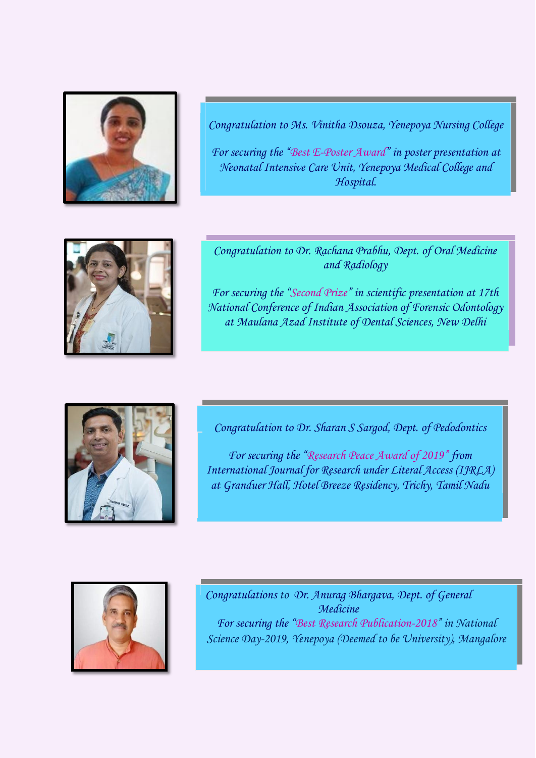*Congratulation to Ms. Vinitha Dsouza, Yenepoya Nursing College*

*For securing the "Best E-Poster Award" in poster presentation at Neonatal Intensive Care Unit, Yenepoya Medical College and Hospital.*

*Congratulation to Dr. Rachana Prabhu, Dept. of Oral Medicine and Radiology*

*For securing the "Second Prize" in scientific presentation at 17th National Conference of Indian Association of Forensic Odontology at Maulana Azad Institute of Dental Sciences, New Delhi*

*Congratulation to Dr. Sharan S Sargod, Dept. of Pedodontics*

*For securing the "Research Peace Award of 2019" from International Journal for Research under Literal Access (IJRLA) at Granduer Hall, Hotel Breeze Residency, Trichy, Tamil Nadu*

*Congratulations to Dr. Anurag Bhargava, Dept. of General Medicine*

*For securing the "Best Research Publication-2018" in National Science Day-2019, Yenepoya (Deemed to be University), Mangalore*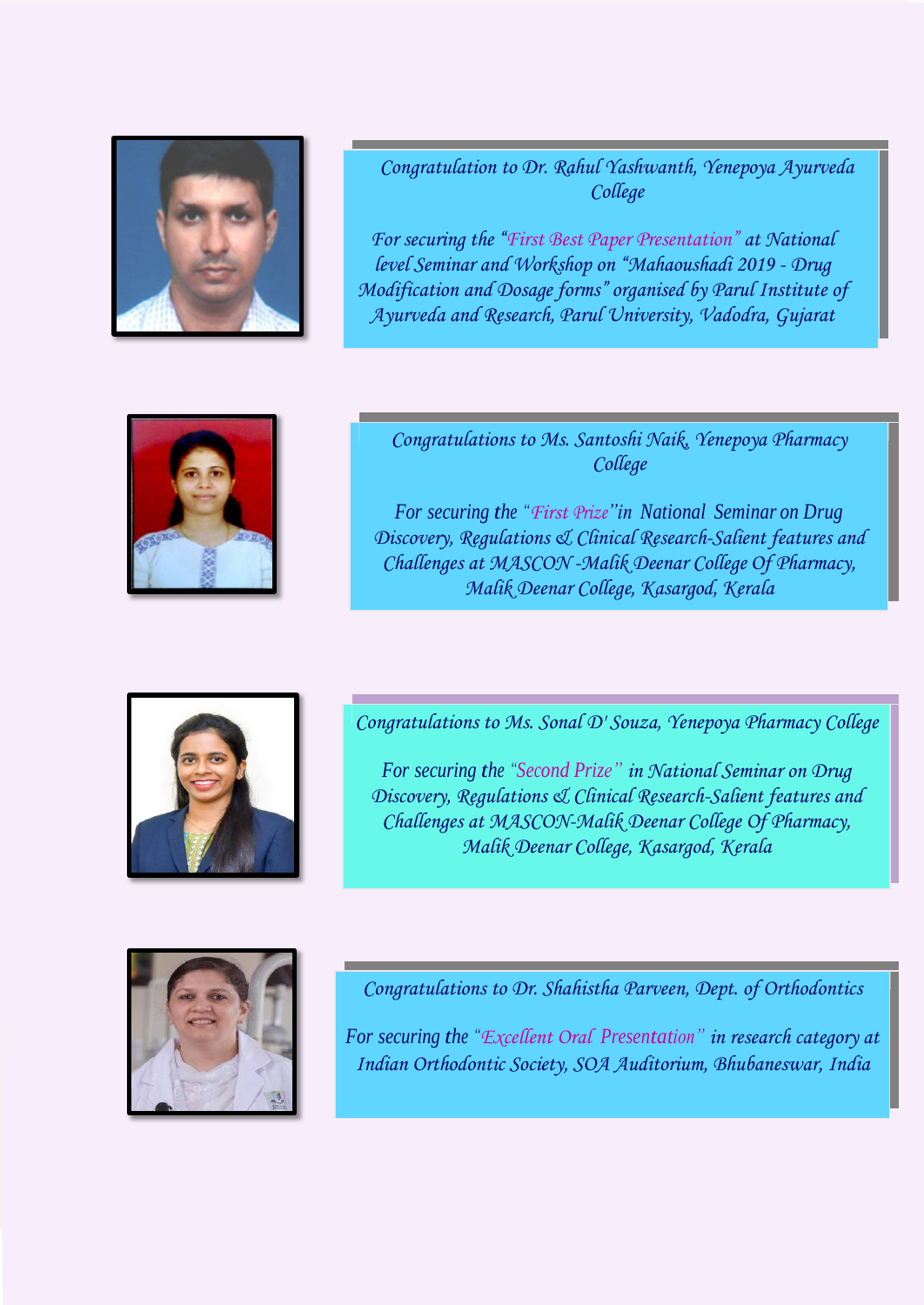Congratulation to Dr. Rahul Yashwanth, Yenepoya Ayurveda College

For securing the "First Best Paper Presentation" at National level Seminar and Workshop on "Mahaoushadi 2019 - Drug Modification and Dosage forms" organised by Parul Institute of Ayurveda and Research, Parul University, Vadodra, Gujarat

Congratulations to Ms. Santoshi Naik, Yenepoya Pharmacy College

For securing the "First Prize" in National Seminar on Drug Discovery, Regulations & Clinical Research-Salient features and Challenges at MASCON -Malik Deenar College Of Pharmacy, Malik Deenar College, Kasargod, Kerala

Congratulations to Ms. Sonal D' Souza, Yenepoya Pharmacy College

For securing the "Second Prize" in National Seminar on Drug Discovery, Regulations & Clinical Research-Salient features and Challenges at MASCON-Malik Deenar College Of Pharmacy, Malik Deenar College, Kasargod, Kerala

Congratulations to Dr. Shahistha Parveen, Dept. of Orthodontics

For securing the "Excellent Oral Presentation" in research category at Indian Orthodontic Society, SOA Auditorium, Bhubaneswar, India